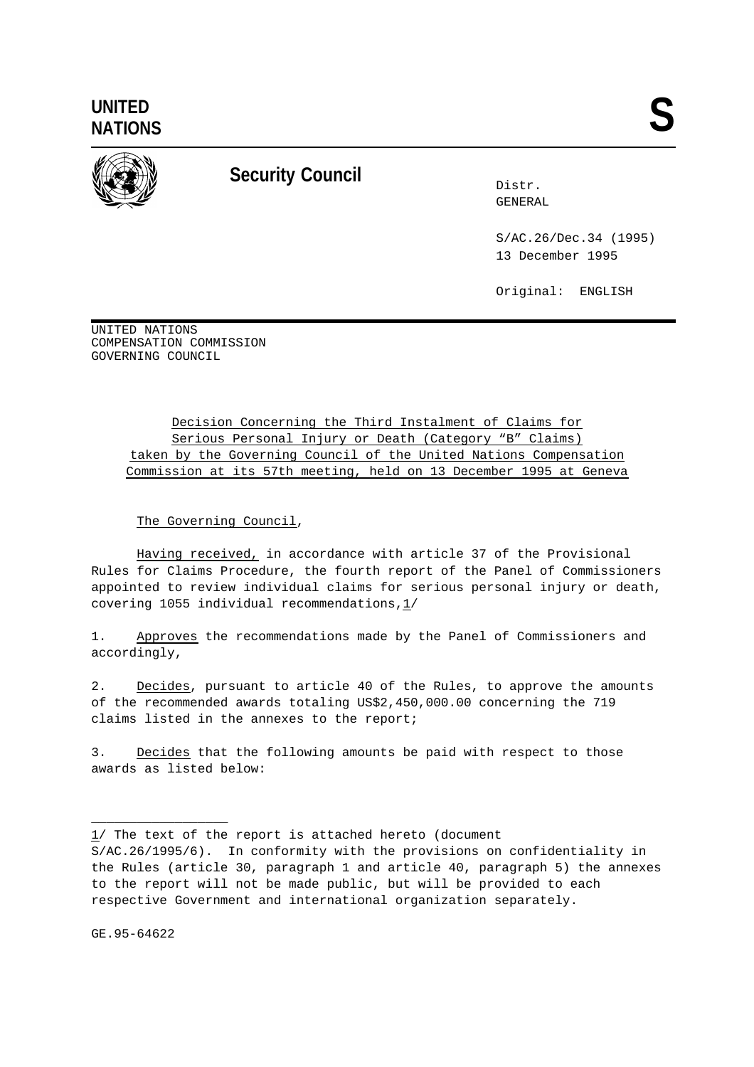UNITED NATIONS

**S**

**Security Council**

Distr.
GENERAL

S/AC.26/Dec.34 (1995)
13 December 1995

Original: ENGLISH

UNITED NATIONS
COMPENSATION COMMISSION
GOVERNING COUNCIL

Decision Concerning the Third Instalment of Claims for Serious Personal Injury or Death (Category "B" Claims) taken by the Governing Council of the United Nations Compensation Commission at its 57th meeting, held on 13 December 1995 at Geneva

The Governing Council,

Having received, in accordance with article 37 of the Provisional Rules for Claims Procedure, the fourth report of the Panel of Commissioners appointed to review individual claims for serious personal injury or death, covering 1055 individual recommendations,[1]

1. Approves the recommendations made by the Panel of Commissioners and accordingly,

2. Decides, pursuant to article 40 of the Rules, to approve the amounts of the recommended awards totaling US$2,450,000.00 concerning the 719 claims listed in the annexes to the report;

3. Decides that the following amounts be paid with respect to those awards as listed below:

---

[1] The text of the report is attached hereto (document S/AC.26/1995/6). In conformity with the provisions on confidentiality in the Rules (article 30, paragraph 1 and article 40, paragraph 5) the annexes to the report will not be made public, but will be provided to each respective Government and international organization separately.

GE.95-64622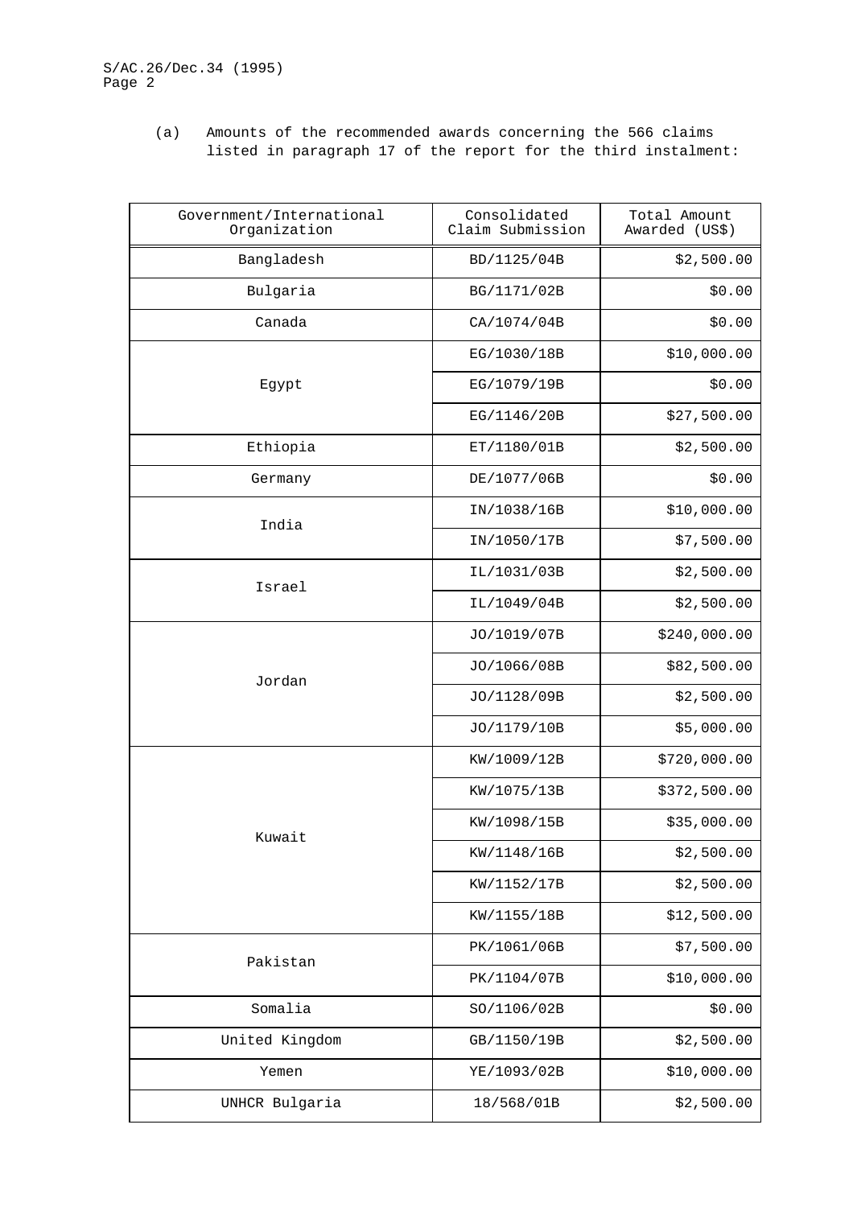(a) Amounts of the recommended awards concerning the 566 claims listed in paragraph 17 of the report for the third instalment:

| Government/International Organization | Consolidated Claim Submission | Total Amount Awarded (US$) |
|---|---|---|
| Bangladesh | BD/1125/04B | $2,500.00 |
| Bulgaria | BG/1171/02B | $0.00 |
| Canada | CA/1074/04B | $0.00 |
| Egypt | EG/1030/18B | $10,000.00 |
| | EG/1079/19B | $0.00 |
| | EG/1146/20B | $27,500.00 |
| Ethiopia | ET/1180/01B | $2,500.00 |
| Germany | DE/1077/06B | $0.00 |
| India | IN/1038/16B | $10,000.00 |
| | IN/1050/17B | $7,500.00 |
| Israel | IL/1031/03B | $2,500.00 |
| | IL/1049/04B | $2,500.00 |
| Jordan | JO/1019/07B | $240,000.00 |
| | JO/1066/08B | $82,500.00 |
| | JO/1128/09B | $2,500.00 |
| | JO/1179/10B | $5,000.00 |
| Kuwait | KW/1009/12B | $720,000.00 |
| | KW/1075/13B | $372,500.00 |
| | KW/1098/15B | $35,000.00 |
| | KW/1148/16B | $2,500.00 |
| | KW/1152/17B | $2,500.00 |
| | KW/1155/18B | $12,500.00 |
| Pakistan | PK/1061/06B | $7,500.00 |
| | PK/1104/07B | $10,000.00 |
| Somalia | SO/1106/02B | $0.00 |
| United Kingdom | GB/1150/19B | $2,500.00 |
| Yemen | YE/1093/02B | $10,000.00 |
| UNHCR Bulgaria | 18/568/01B | $2,500.00 |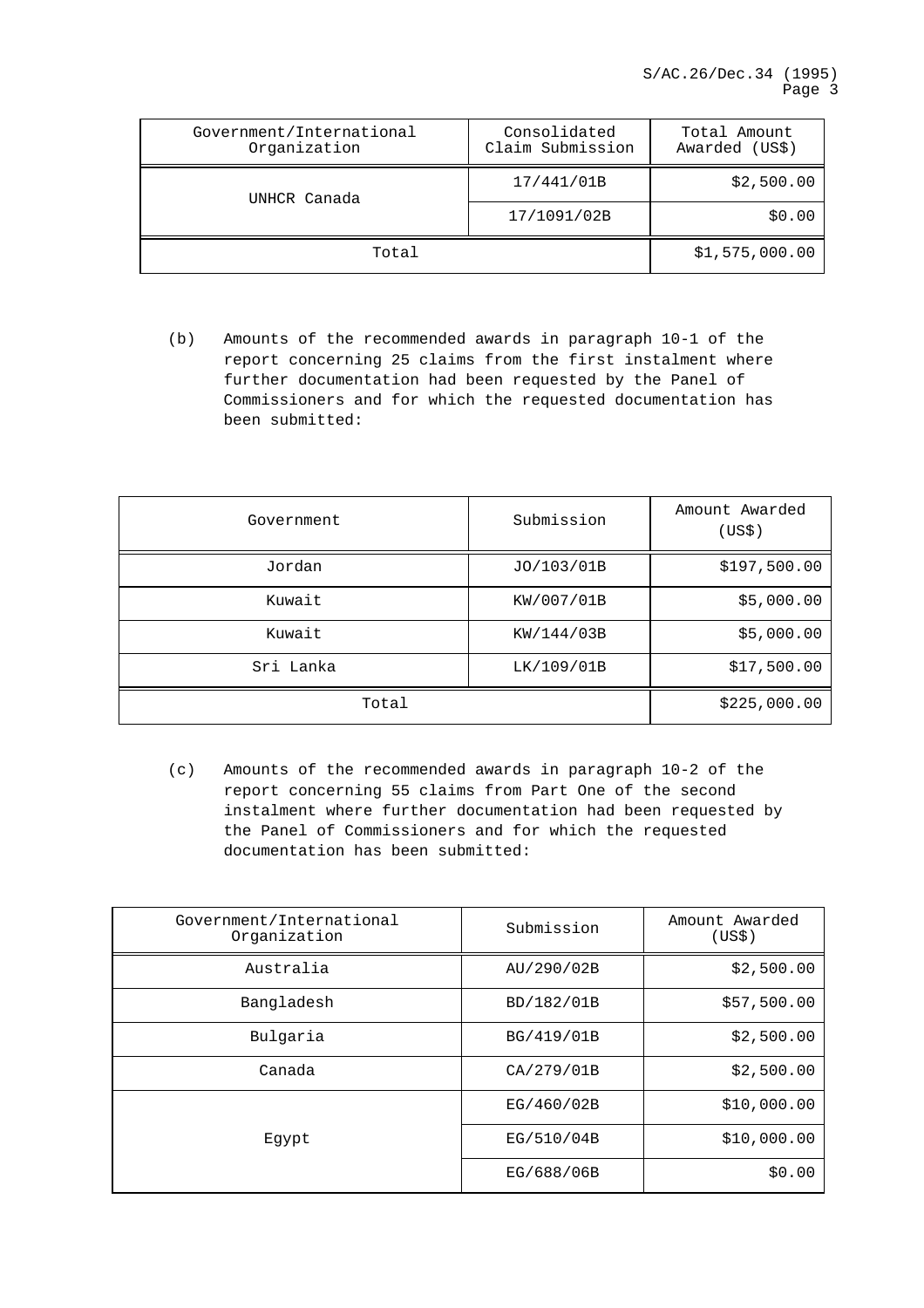| Government/International Organization | Consolidated Claim Submission | Total Amount Awarded (US$) |
|---|---|---|
| UNHCR Canada | 17/441/01B | $2,500.00 |
| | 17/1091/02B | $0.00 |
| Total | | $1,575,000.00 |

(b) Amounts of the recommended awards in paragraph 10-1 of the report concerning 25 claims from the first instalment where further documentation had been requested by the Panel of Commissioners and for which the requested documentation has been submitted:

| Government | Submission | Amount Awarded (US$) |
|---|---|---|
| Jordan | JO/103/01B | $197,500.00 |
| Kuwait | KW/007/01B | $5,000.00 |
| Kuwait | KW/144/03B | $5,000.00 |
| Sri Lanka | LK/109/01B | $17,500.00 |
| Total | | $225,000.00 |

(c) Amounts of the recommended awards in paragraph 10-2 of the report concerning 55 claims from Part One of the second instalment where further documentation had been requested by the Panel of Commissioners and for which the requested documentation has been submitted:

| Government/International Organization | Submission | Amount Awarded (US$) |
|---|---|---|
| Australia | AU/290/02B | $2,500.00 |
| Bangladesh | BD/182/01B | $57,500.00 |
| Bulgaria | BG/419/01B | $2,500.00 |
| Canada | CA/279/01B | $2,500.00 |
| Egypt | EG/460/02B | $10,000.00 |
| | EG/510/04B | $10,000.00 |
| | EG/688/06B | $0.00 |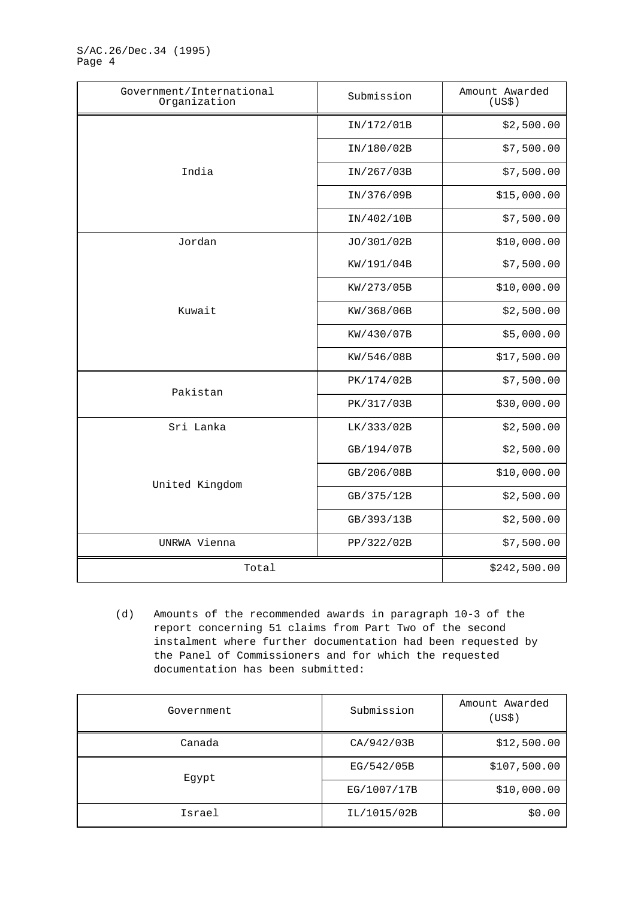| Government/International Organization | Submission | Amount Awarded (US$) |
|---|---|---|
| India | IN/172/01B | $2,500.00 |
| | IN/180/02B | $7,500.00 |
| | IN/267/03B | $7,500.00 |
| | IN/376/09B | $15,000.00 |
| | IN/402/10B | $7,500.00 |
| Jordan | JO/301/02B | $10,000.00 |
| Kuwait | KW/191/04B | $7,500.00 |
| | KW/273/05B | $10,000.00 |
| | KW/368/06B | $2,500.00 |
| | KW/430/07B | $5,000.00 |
| | KW/546/08B | $17,500.00 |
| Pakistan | PK/174/02B | $7,500.00 |
| | PK/317/03B | $30,000.00 |
| Sri Lanka | LK/333/02B | $2,500.00 |
| United Kingdom | GB/194/07B | $2,500.00 |
| | GB/206/08B | $10,000.00 |
| | GB/375/12B | $2,500.00 |
| | GB/393/13B | $2,500.00 |
| UNRWA Vienna | PP/322/02B | $7,500.00 |
| Total | | $242,500.00 |

(d) Amounts of the recommended awards in paragraph 10-3 of the report concerning 51 claims from Part Two of the second instalment where further documentation had been requested by the Panel of Commissioners and for which the requested documentation has been submitted:

| Government | Submission | Amount Awarded (US$) |
|---|---|---|
| Canada | CA/942/03B | $12,500.00 |
| Egypt | EG/542/05B | $107,500.00 |
| | EG/1007/17B | $10,000.00 |
| Israel | IL/1015/02B | $0.00 |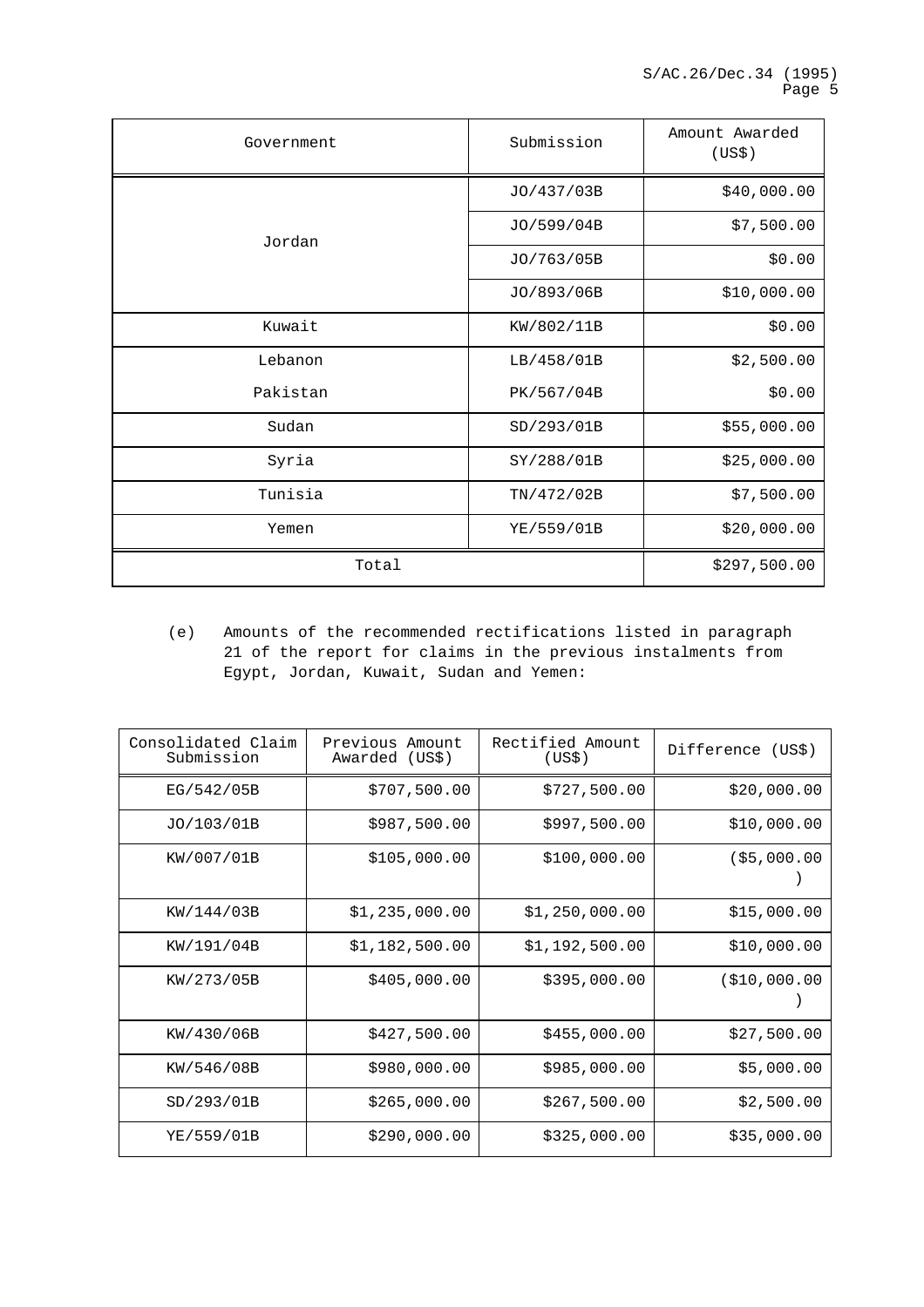| Government | Submission | Amount Awarded (US$) |
|---|---|---|
| Jordan | JO/437/03B | $40,000.00 |
| | JO/599/04B | $7,500.00 |
| | JO/763/05B | $0.00 |
| | JO/893/06B | $10,000.00 |
| Kuwait | KW/802/11B | $0.00 |
| Lebanon | LB/458/01B | $2,500.00 |
| Pakistan | PK/567/04B | $0.00 |
| Sudan | SD/293/01B | $55,000.00 |
| Syria | SY/288/01B | $25,000.00 |
| Tunisia | TN/472/02B | $7,500.00 |
| Yemen | YE/559/01B | $20,000.00 |
| Total | | $297,500.00 |

(e) Amounts of the recommended rectifications listed in paragraph 21 of the report for claims in the previous instalments from Egypt, Jordan, Kuwait, Sudan and Yemen:

| Consolidated Claim Submission | Previous Amount Awarded (US$) | Rectified Amount (US$) | Difference (US$) |
|---|---|---|---|
| EG/542/05B | $707,500.00 | $727,500.00 | $20,000.00 |
| JO/103/01B | $987,500.00 | $997,500.00 | $10,000.00 |
| KW/007/01B | $105,000.00 | $100,000.00 | ($5,000.00) |
| KW/144/03B | $1,235,000.00 | $1,250,000.00 | $15,000.00 |
| KW/191/04B | $1,182,500.00 | $1,192,500.00 | $10,000.00 |
| KW/273/05B | $405,000.00 | $395,000.00 | ($10,000.00) |
| KW/430/06B | $427,500.00 | $455,000.00 | $27,500.00 |
| KW/546/08B | $980,000.00 | $985,000.00 | $5,000.00 |
| SD/293/01B | $265,000.00 | $267,500.00 | $2,500.00 |
| YE/559/01B | $290,000.00 | $325,000.00 | $35,000.00 |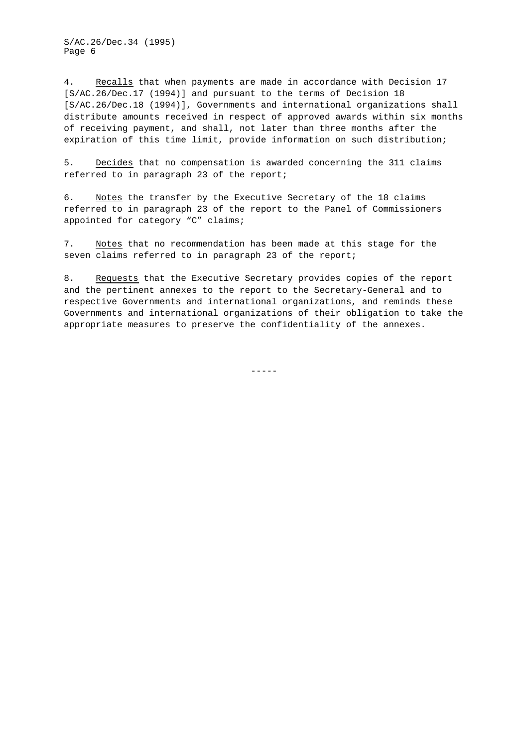4. Recalls that when payments are made in accordance with Decision 17 [S/AC.26/Dec.17 (1994)] and pursuant to the terms of Decision 18 [S/AC.26/Dec.18 (1994)], Governments and international organizations shall distribute amounts received in respect of approved awards within six months of receiving payment, and shall, not later than three months after the expiration of this time limit, provide information on such distribution;

5. Decides that no compensation is awarded concerning the 311 claims referred to in paragraph 23 of the report;

6. Notes the transfer by the Executive Secretary of the 18 claims referred to in paragraph 23 of the report to the Panel of Commissioners appointed for category "C" claims;

7. Notes that no recommendation has been made at this stage for the seven claims referred to in paragraph 23 of the report;

8. Requests that the Executive Secretary provides copies of the report and the pertinent annexes to the report to the Secretary-General and to respective Governments and international organizations, and reminds these Governments and international organizations of their obligation to take the appropriate measures to preserve the confidentiality of the annexes.

-----